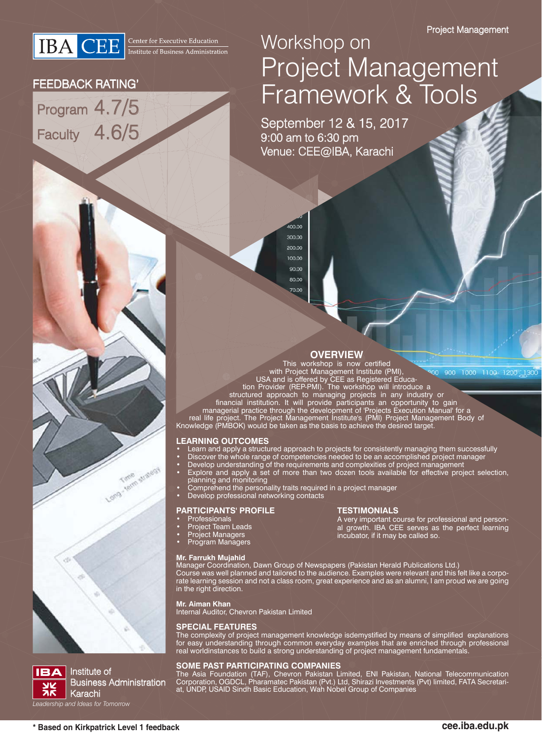IBA CEE Center for Executive Education Institute of Business Administration

Project Management

# Workshop on Project Management Framework & Tools

September 12 & 15, 2017
9:00 am to 6:30 pm
Venue: CEE@IBA, Karachi

## FEEDBACK RATING*

Program 4.7/5

Faculty 4.6/5

## OVERVIEW

This workshop is now certified with Project Management Institute (PMI), USA and is offered by CEE as Registered Education Provider (REP-PMI). The workshop will introduce a structured approach to managing projects in any industry or financial institution. It will provide participants an opportunity to gain managerial practice through the development of 'Projects Execution Manual' for a real life project. The Project Management Institute's (PMI) Project Management Body of Knowledge (PMBOK) would be taken as the basis to achieve the desired target.

## LEARNING OUTCOMES

- Learn and apply a structured approach to projects for consistently managing them successfully
- Discover the whole range of competencies needed to be an accomplished project manager
- Develop understanding of the requirements and complexities of project management
- Explore and apply a set of more than two dozen tools available for effective project selection, planning and monitoring
- Comprehend the personality traits required in a project manager
- Develop professional networking contacts

## PARTICIPANTS' PROFILE

- Professionals
- Project Team Leads
- Project Managers
- Program Managers

## TESTIMONIALS

A very important course for professional and personal growth. IBA CEE serves as the perfect learning incubator, if it may be called so.

**Mr. Farrukh Mujahid**
Manager Coordination, Dawn Group of Newspapers (Pakistan Herald Publications Ltd.)
Course was well planned and tailored to the audience. Examples were relevant and this felt like a corporate learning session and not a class room, great experience and as an alumni, I am proud we are going in the right direction.

**Mr. Aiman Khan**
Internal Auditor, Chevron Pakistan Limited

## SPECIAL FEATURES

The complexity of project management knowledge isdemystified by means of simplified explanations for easy understanding through common everyday examples that are enriched through professional real worldinstances to build a strong understanding of project management fundamentals.

## SOME PAST PARTICIPATING COMPANIES

The Asia Foundation (TAF), Chevron Pakistan Limited, ENI Pakistan, National Telecommunication Corporation, OGDCL, Pharamatec Pakistan (Pvt.) Ltd, Shirazi Investments (Pvt) limited, FATA Secretariat, UNDP, USAID Sindh Basic Education, Wah Nobel Group of Companies

IBA Institute of Business Administration Karachi
*Leadership and Ideas for Tomorrow*

**\* Based on Kirkpatrick Level 1 feedback**

**cee.iba.edu.pk**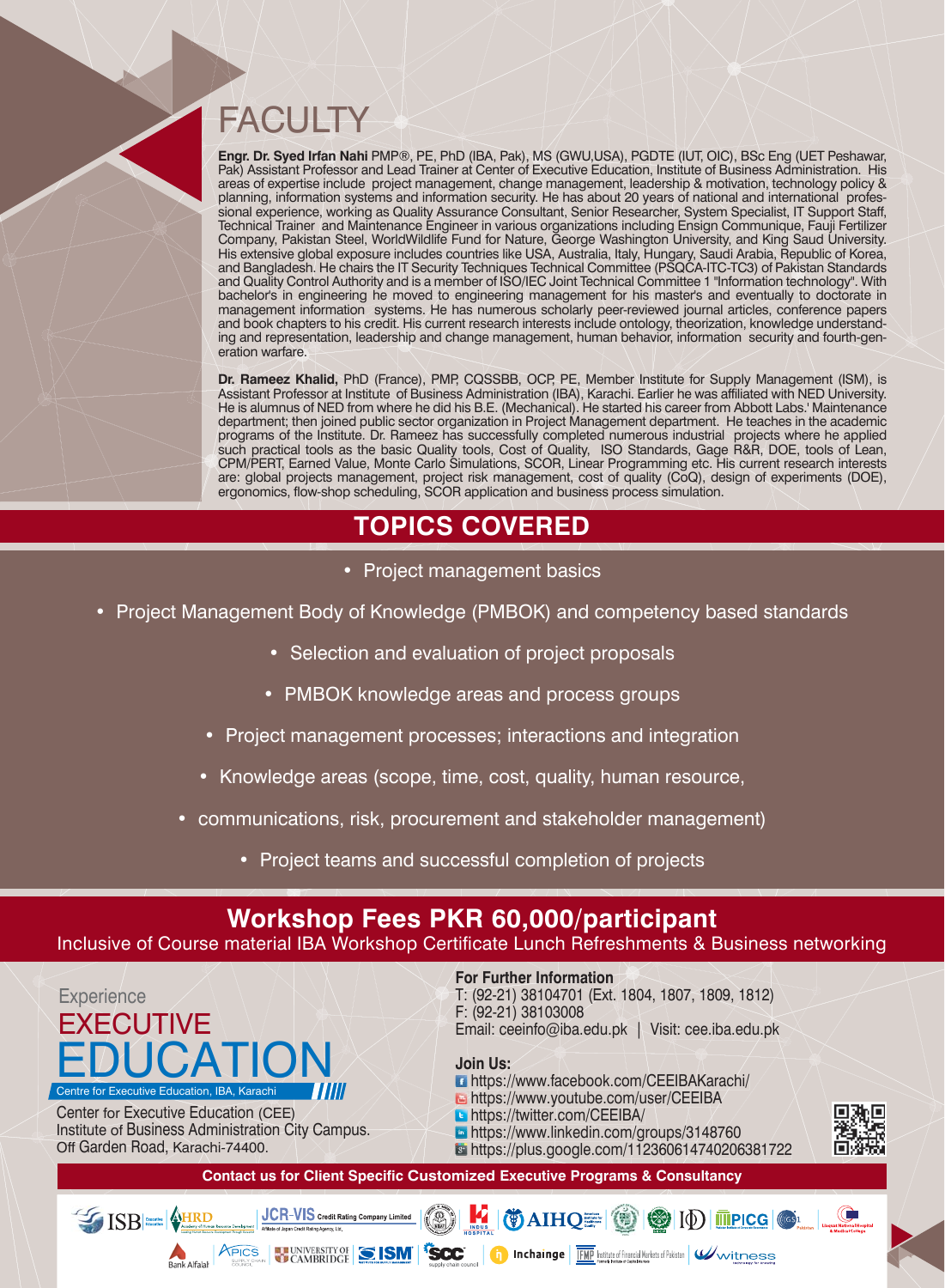# FACULTY

**Engr. Dr. Syed Irfan Nahi** PMP®, PE, PhD (IBA, Pak), MS (GWU,USA), PGDTE (IUT, OIC), BSc Eng (UET Peshawar, Pak) Assistant Professor and Lead Trainer at Center of Executive Education, Institute of Business Administration. His areas of expertise include project management, change management, leadership & motivation, technology policy & planning, information systems and information security. He has about 20 years of national and international professional experience, working as Quality Assurance Consultant, Senior Researcher, System Specialist, IT Support Staff, Technical Trainer and Maintenance Engineer in various organizations including Ensign Communique, Fauji Fertilizer Company, Pakistan Steel, WorldWildlife Fund for Nature, George Washington University, and King Saud University. His extensive global exposure includes countries like USA, Australia, Italy, Hungary, Saudi Arabia, Republic of Korea, and Bangladesh. He chairs the IT Security Techniques Technical Committee (PSQCA-ITC-TC3) of Pakistan Standards and Quality Control Authority and is a member of ISO/IEC Joint Technical Committee 1 "Information technology". With bachelor's in engineering he moved to engineering management for his master's and eventually to doctorate in management information systems. He has numerous scholarly peer-reviewed journal articles, conference papers and book chapters to his credit. His current research interests include ontology, theorization, knowledge understanding and representation, leadership and change management, human behavior, information security and fourth-generation warfare.

**Dr. Rameez Khalid,** PhD (France), PMP, CQSSBB, OCP, PE, Member Institute for Supply Management (ISM), is Assistant Professor at Institute of Business Administration (IBA), Karachi. Earlier he was affiliated with NED University. He is alumnus of NED from where he did his B.E. (Mechanical). He started his career from Abbott Labs.' Maintenance department; then joined public sector organization in Project Management department. He teaches in the academic programs of the Institute. Dr. Rameez has successfully completed numerous industrial projects where he applied such practical tools as the basic Quality tools, Cost of Quality, ISO Standards, Gage R&R, DOE, tools of Lean, CPM/PERT, Earned Value, Monte Carlo Simulations, SCOR, Linear Programming etc. His current research interests are: global projects management, project risk management, cost of quality (CoQ), design of experiments (DOE), ergonomics, flow-shop scheduling, SCOR application and business process simulation.

## TOPICS COVERED

- Project management basics
- Project Management Body of Knowledge (PMBOK) and competency based standards
- Selection and evaluation of project proposals
- PMBOK knowledge areas and process groups
- Project management processes; interactions and integration
- Knowledge areas (scope, time, cost, quality, human resource,
- communications, risk, procurement and stakeholder management)
- Project teams and successful completion of projects

## Workshop Fees PKR 60,000/participant

Inclusive of Course material IBA Workshop Certificate Lunch Refreshments & Business networking

Experience
EXECUTIVE
EDUCATION
Centre for Executive Education, IBA, Karachi

Center for Executive Education (CEE)
Institute of Business Administration City Campus.
Off Garden Road, Karachi-74400.

**For Further Information**
T: (92-21) 38104701 (Ext. 1804, 1807, 1809, 1812)
F: (92-21) 38103008
Email: ceeinfo@iba.edu.pk | Visit: cee.iba.edu.pk

**Join Us:**
https://www.facebook.com/CEEIBAKarachi/
https://www.youtube.com/user/CEEIBA
https://twitter.com/CEEIBA/
https://www.linkedin.com/groups/3148760
https://plus.google.com/112360614740206381722

**Contact us for Client Specific Customized Executive Programs & Consultancy**